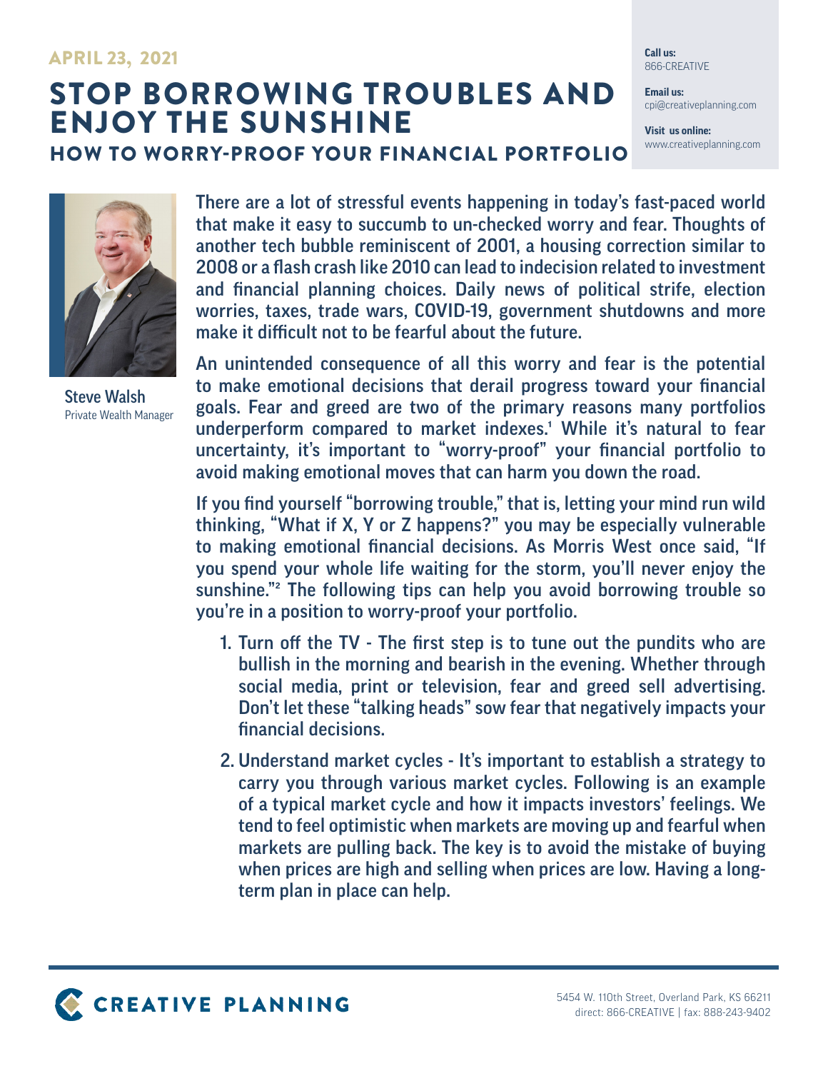APRIL 23, 2021

# STOP BORROWING TROUBLES AND ENJOY THE SUNSHINE

## HOW TO WORRY-PROOF YOUR FINANCIAL PORTFOLIO

**Call us:**
866-CREATIVE

**Email us:**
cpi@creativeplanning.com

**Visit us online:**
www.creativeplanning.com

Steve Walsh
Private Wealth Manager

There are a lot of stressful events happening in today's fast-paced world that make it easy to succumb to un-checked worry and fear. Thoughts of another tech bubble reminiscent of 2001, a housing correction similar to 2008 or a flash crash like 2010 can lead to indecision related to investment and financial planning choices. Daily news of political strife, election worries, taxes, trade wars, COVID-19, government shutdowns and more make it difficult not to be fearful about the future.

An unintended consequence of all this worry and fear is the potential to make emotional decisions that derail progress toward your financial goals. Fear and greed are two of the primary reasons many portfolios underperform compared to market indexes.[1] While it's natural to fear uncertainty, it's important to "worry-proof" your financial portfolio to avoid making emotional moves that can harm you down the road.

If you find yourself "borrowing trouble," that is, letting your mind run wild thinking, "What if X, Y or Z happens?" you may be especially vulnerable to making emotional financial decisions. As Morris West once said, "If you spend your whole life waiting for the storm, you'll never enjoy the sunshine."[2] The following tips can help you avoid borrowing trouble so you're in a position to worry-proof your portfolio.

1. Turn off the TV - The first step is to tune out the pundits who are bullish in the morning and bearish in the evening. Whether through social media, print or television, fear and greed sell advertising. Don't let these "talking heads" sow fear that negatively impacts your financial decisions.
2. Understand market cycles - It's important to establish a strategy to carry you through various market cycles. Following is an example of a typical market cycle and how it impacts investors' feelings. We tend to feel optimistic when markets are moving up and fearful when markets are pulling back. The key is to avoid the mistake of buying when prices are high and selling when prices are low. Having a long-term plan in place can help.

CREATIVE PLANNING

5454 W. 110th Street, Overland Park, KS 66211
direct: 866-CREATIVE | fax: 888-243-9402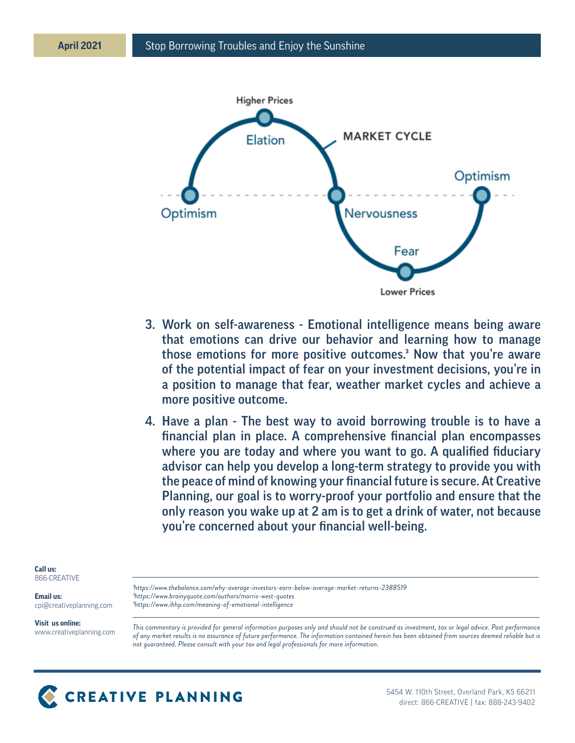Higher Prices

MARKET CYCLE

Elation

Optimism

Optimism

Nervousness

Fear

Lower Prices

3. Work on self-awareness - Emotional intelligence means being aware that emotions can drive our behavior and learning how to manage those emotions for more positive outcomes.[3] Now that you're aware of the potential impact of fear on your investment decisions, you're in a position to manage that fear, weather market cycles and achieve a more positive outcome.

4. Have a plan - The best way to avoid borrowing trouble is to have a financial plan in place. A comprehensive financial plan encompasses where you are today and where you want to go. A qualified fiduciary advisor can help you develop a long-term strategy to provide you with the peace of mind of knowing your financial future is secure. At Creative Planning, our goal is to worry-proof your portfolio and ensure that the only reason you wake up at 2 am is to get a drink of water, not because you're concerned about your financial well-being.

**Call us:**
866-CREATIVE

**Email us:**
cpi@creativeplanning.com

**Visit us online:**
www.creativeplanning.com

*[1]https://www.thebalance.com/why-average-investors-earn-below-average-market-returns-2388519*
*[2]https://www.brainyquote.com/authors/morris-west-quotes*
*[3]https://www.ihhp.com/meaning-of-emotional-intelligence*

*This commentary is provided for general information purposes only and should not be construed as investment, tax or legal advice. Past performance of any market results is no assurance of future performance. The information contained herein has been obtained from sources deemed reliable but is not guaranteed. Please consult with your tax and legal professionals for more information.*

CREATIVE PLANNING

5454 W. 110th Street, Overland Park, KS 66211
direct: 866-CREATIVE | fax: 888-243-9402